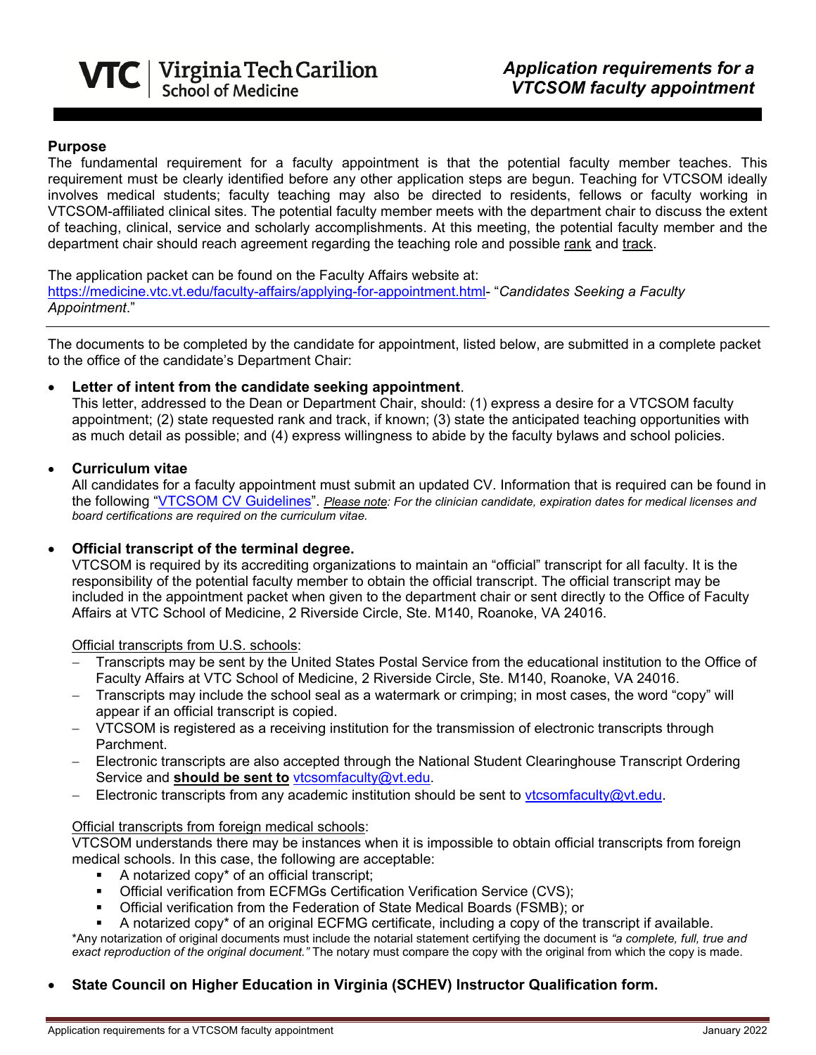# Application requirements for a VTCSOM faculty appointment

**Purpose**

The fundamental requirement for a faculty appointment is that the potential faculty member teaches. This requirement must be clearly identified before any other application steps are begun. Teaching for VTCSOM ideally involves medical students; faculty teaching may also be directed to residents, fellows or faculty working in VTCSOM-affiliated clinical sites. The potential faculty member meets with the department chair to discuss the extent of teaching, clinical, service and scholarly accomplishments. At this meeting, the potential faculty member and the department chair should reach agreement regarding the teaching role and possible rank and track.

The application packet can be found on the Faculty Affairs website at:
https://medicine.vtc.vt.edu/faculty-affairs/applying-for-appointment.html- "*Candidates Seeking a Faculty Appointment*."

---

The documents to be completed by the candidate for appointment, listed below, are submitted in a complete packet to the office of the candidate's Department Chair:

- **Letter of intent from the candidate seeking appointment**.
  This letter, addressed to the Dean or Department Chair, should: (1) express a desire for a VTCSOM faculty appointment; (2) state requested rank and track, if known; (3) state the anticipated teaching opportunities with as much detail as possible; and (4) express willingness to abide by the faculty bylaws and school policies.

- **Curriculum vitae**
  All candidates for a faculty appointment must submit an updated CV. Information that is required can be found in the following "VTCSOM CV Guidelines". *Please note: For the clinician candidate, expiration dates for medical licenses and board certifications are required on the curriculum vitae.*

- **Official transcript of the terminal degree.**
  VTCSOM is required by its accrediting organizations to maintain an "official" transcript for all faculty. It is the responsibility of the potential faculty member to obtain the official transcript. The official transcript may be included in the appointment packet when given to the department chair or sent directly to the Office of Faculty Affairs at VTC School of Medicine, 2 Riverside Circle, Ste. M140, Roanoke, VA 24016.

  Official transcripts from U.S. schools:
  - Transcripts may be sent by the United States Postal Service from the educational institution to the Office of Faculty Affairs at VTC School of Medicine, 2 Riverside Circle, Ste. M140, Roanoke, VA 24016.
  - Transcripts may include the school seal as a watermark or crimping; in most cases, the word "copy" will appear if an official transcript is copied.
  - VTCSOM is registered as a receiving institution for the transmission of electronic transcripts through Parchment.
  - Electronic transcripts are also accepted through the National Student Clearinghouse Transcript Ordering Service and **should be sent to** vtcsomfaculty@vt.edu.
  - Electronic transcripts from any academic institution should be sent to vtcsomfaculty@vt.edu.

  Official transcripts from foreign medical schools:
  VTCSOM understands there may be instances when it is impossible to obtain official transcripts from foreign medical schools. In this case, the following are acceptable:
  - A notarized copy* of an official transcript;
  - Official verification from ECFMGs Certification Verification Service (CVS);
  - Official verification from the Federation of State Medical Boards (FSMB); or
  - A notarized copy* of an original ECFMG certificate, including a copy of the transcript if available.

  *Any notarization of original documents must include the notarial statement certifying the document is *"a complete, full, true and exact reproduction of the original document."* The notary must compare the copy with the original from which the copy is made.

- **State Council on Higher Education in Virginia (SCHEV) Instructor Qualification form.**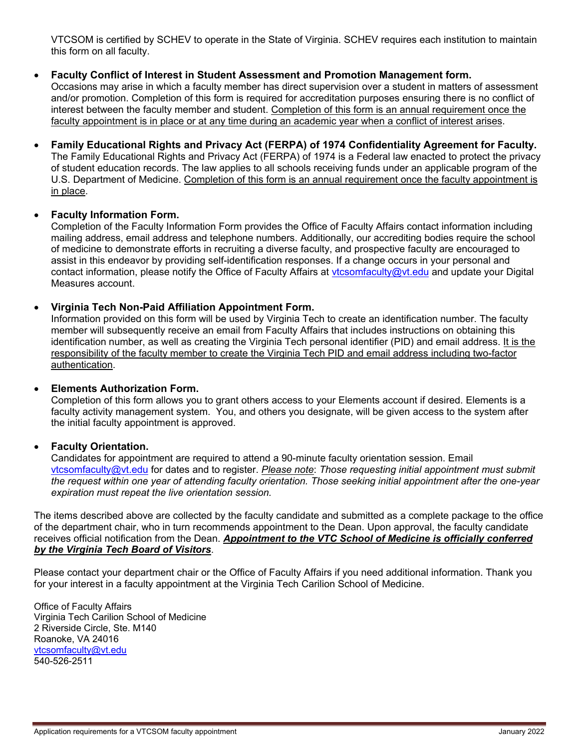VTCSOM is certified by SCHEV to operate in the State of Virginia. SCHEV requires each institution to maintain this form on all faculty.

- **Faculty Conflict of Interest in Student Assessment and Promotion Management form.**
  Occasions may arise in which a faculty member has direct supervision over a student in matters of assessment and/or promotion. Completion of this form is required for accreditation purposes ensuring there is no conflict of interest between the faculty member and student. Completion of this form is an annual requirement once the faculty appointment is in place or at any time during an academic year when a conflict of interest arises.

- **Family Educational Rights and Privacy Act (FERPA) of 1974 Confidentiality Agreement for Faculty.**
  The Family Educational Rights and Privacy Act (FERPA) of 1974 is a Federal law enacted to protect the privacy of student education records. The law applies to all schools receiving funds under an applicable program of the U.S. Department of Medicine. Completion of this form is an annual requirement once the faculty appointment is in place.

- **Faculty Information Form.**
  Completion of the Faculty Information Form provides the Office of Faculty Affairs contact information including mailing address, email address and telephone numbers. Additionally, our accrediting bodies require the school of medicine to demonstrate efforts in recruiting a diverse faculty, and prospective faculty are encouraged to assist in this endeavor by providing self-identification responses. If a change occurs in your personal and contact information, please notify the Office of Faculty Affairs at vtcsomfaculty@vt.edu and update your Digital Measures account.

- **Virginia Tech Non-Paid Affiliation Appointment Form.**
  Information provided on this form will be used by Virginia Tech to create an identification number. The faculty member will subsequently receive an email from Faculty Affairs that includes instructions on obtaining this identification number, as well as creating the Virginia Tech personal identifier (PID) and email address. It is the responsibility of the faculty member to create the Virginia Tech PID and email address including two-factor authentication.

- **Elements Authorization Form.**
  Completion of this form allows you to grant others access to your Elements account if desired. Elements is a faculty activity management system. You, and others you designate, will be given access to the system after the initial faculty appointment is approved.

- **Faculty Orientation.**
  Candidates for appointment are required to attend a 90-minute faculty orientation session. Email vtcsomfaculty@vt.edu for dates and to register. *Please note*: *Those requesting initial appointment must submit the request within one year of attending faculty orientation. Those seeking initial appointment after the one-year expiration must repeat the live orientation session.*

The items described above are collected by the faculty candidate and submitted as a complete package to the office of the department chair, who in turn recommends appointment to the Dean. Upon approval, the faculty candidate receives official notification from the Dean. ***Appointment to the VTC School of Medicine is officially conferred by the Virginia Tech Board of Visitors***.

Please contact your department chair or the Office of Faculty Affairs if you need additional information. Thank you for your interest in a faculty appointment at the Virginia Tech Carilion School of Medicine.

Office of Faculty Affairs
Virginia Tech Carilion School of Medicine
2 Riverside Circle, Ste. M140
Roanoke, VA 24016
vtcsomfaculty@vt.edu
540-526-2511